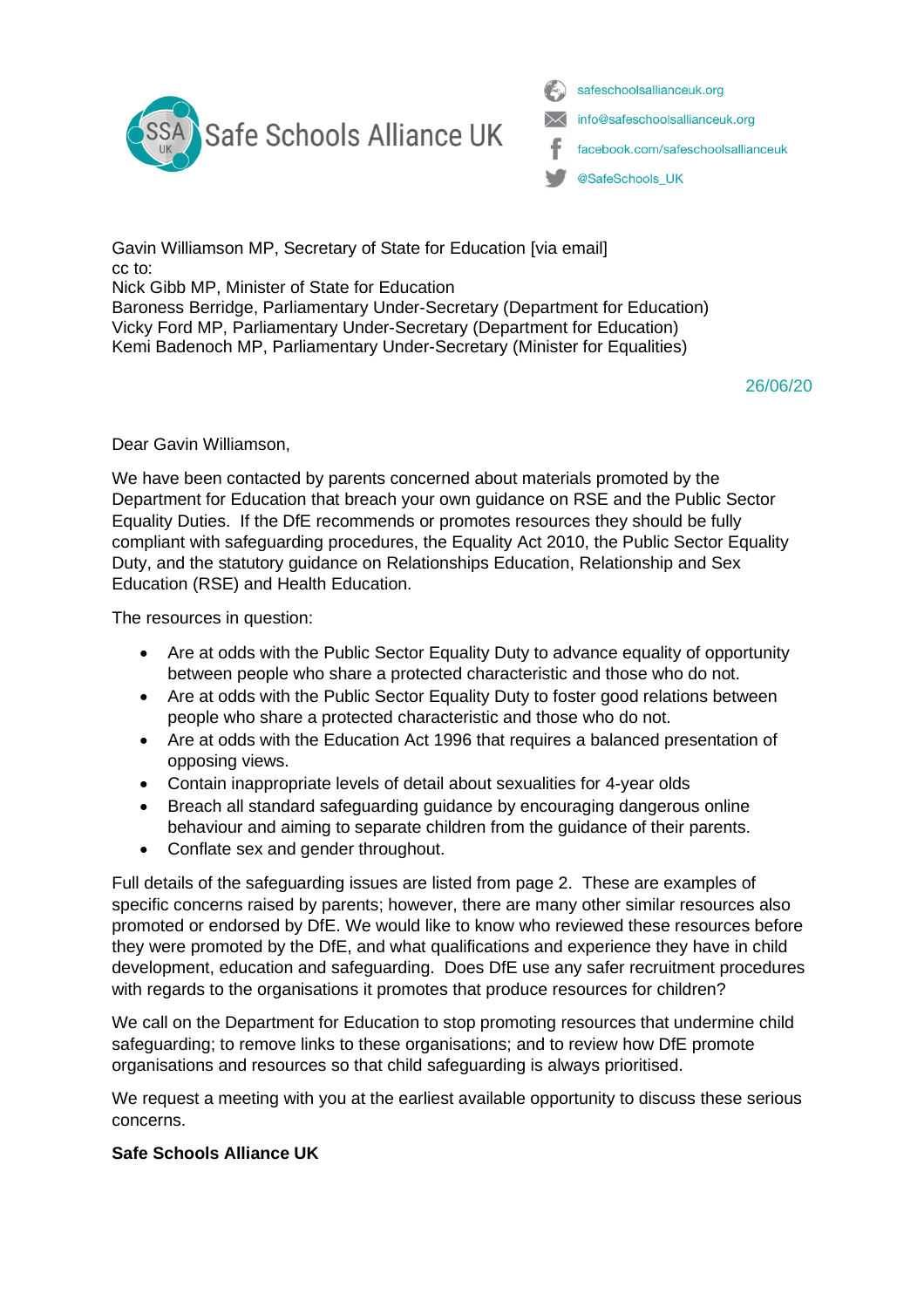Safe Schools Alliance UK

safeschoolsallianceuk.org
info@safeschoolsallianceuk.org
facebook.com/safeschoolsallianceuk
@SafeSchools_UK

Gavin Williamson MP, Secretary of State for Education [via email]
cc to:
Nick Gibb MP, Minister of State for Education
Baroness Berridge, Parliamentary Under-Secretary (Department for Education)
Vicky Ford MP, Parliamentary Under-Secretary (Department for Education)
Kemi Badenoch MP, Parliamentary Under-Secretary (Minister for Equalities)

26/06/20

Dear Gavin Williamson,

We have been contacted by parents concerned about materials promoted by the Department for Education that breach your own guidance on RSE and the Public Sector Equality Duties. If the DfE recommends or promotes resources they should be fully compliant with safeguarding procedures, the Equality Act 2010, the Public Sector Equality Duty, and the statutory guidance on Relationships Education, Relationship and Sex Education (RSE) and Health Education.

The resources in question:

- Are at odds with the Public Sector Equality Duty to advance equality of opportunity between people who share a protected characteristic and those who do not.
- Are at odds with the Public Sector Equality Duty to foster good relations between people who share a protected characteristic and those who do not.
- Are at odds with the Education Act 1996 that requires a balanced presentation of opposing views.
- Contain inappropriate levels of detail about sexualities for 4-year olds
- Breach all standard safeguarding guidance by encouraging dangerous online behaviour and aiming to separate children from the guidance of their parents.
- Conflate sex and gender throughout.

Full details of the safeguarding issues are listed from page 2. These are examples of specific concerns raised by parents; however, there are many other similar resources also promoted or endorsed by DfE. We would like to know who reviewed these resources before they were promoted by the DfE, and what qualifications and experience they have in child development, education and safeguarding. Does DfE use any safer recruitment procedures with regards to the organisations it promotes that produce resources for children?

We call on the Department for Education to stop promoting resources that undermine child safeguarding; to remove links to these organisations; and to review how DfE promote organisations and resources so that child safeguarding is always prioritised.

We request a meeting with you at the earliest available opportunity to discuss these serious concerns.

**Safe Schools Alliance UK**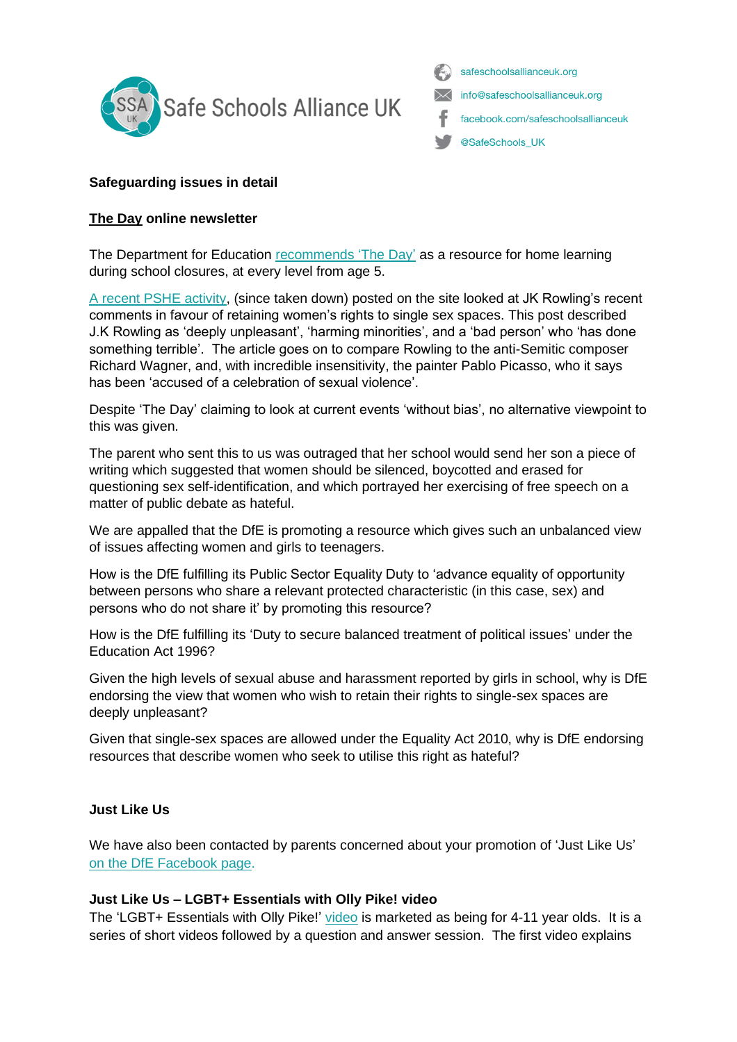Safe Schools Alliance UK

safeschoolsallianceuk.org
info@safeschoolsallianceuk.org
facebook.com/safeschoolsallianceuk
@SafeSchools_UK

**Safeguarding issues in detail**

**The Day online newsletter**

The Department for Education recommends 'The Day' as a resource for home learning during school closures, at every level from age 5.

A recent PSHE activity, (since taken down) posted on the site looked at JK Rowling's recent comments in favour of retaining women's rights to single sex spaces. This post described J.K Rowling as 'deeply unpleasant', 'harming minorities', and a 'bad person' who 'has done something terrible'. The article goes on to compare Rowling to the anti-Semitic composer Richard Wagner, and, with incredible insensitivity, the painter Pablo Picasso, who it says has been 'accused of a celebration of sexual violence'.

Despite 'The Day' claiming to look at current events 'without bias', no alternative viewpoint to this was given.

The parent who sent this to us was outraged that her school would send her son a piece of writing which suggested that women should be silenced, boycotted and erased for questioning sex self-identification, and which portrayed her exercising of free speech on a matter of public debate as hateful.

We are appalled that the DfE is promoting a resource which gives such an unbalanced view of issues affecting women and girls to teenagers.

How is the DfE fulfilling its Public Sector Equality Duty to 'advance equality of opportunity between persons who share a relevant protected characteristic (in this case, sex) and persons who do not share it' by promoting this resource?

How is the DfE fulfilling its 'Duty to secure balanced treatment of political issues' under the Education Act 1996?

Given the high levels of sexual abuse and harassment reported by girls in school, why is DfE endorsing the view that women who wish to retain their rights to single-sex spaces are deeply unpleasant?

Given that single-sex spaces are allowed under the Equality Act 2010, why is DfE endorsing resources that describe women who seek to utilise this right as hateful?

**Just Like Us**

We have also been contacted by parents concerned about your promotion of 'Just Like Us' on the DfE Facebook page.

**Just Like Us – LGBT+ Essentials with Olly Pike! video**

The 'LGBT+ Essentials with Olly Pike!' video is marketed as being for 4-11 year olds. It is a series of short videos followed by a question and answer session. The first video explains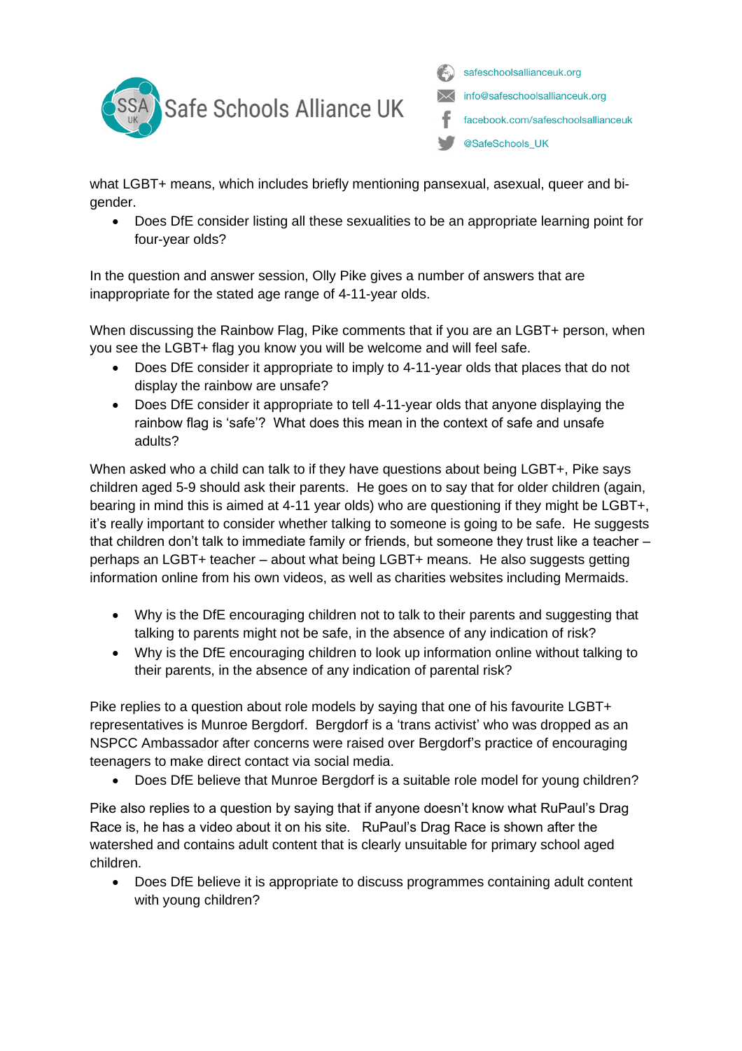what LGBT+ means, which includes briefly mentioning pansexual, asexual, queer and bi-gender.

- Does DfE consider listing all these sexualities to be an appropriate learning point for four-year olds?

In the question and answer session, Olly Pike gives a number of answers that are inappropriate for the stated age range of 4-11-year olds.

When discussing the Rainbow Flag, Pike comments that if you are an LGBT+ person, when you see the LGBT+ flag you know you will be welcome and will feel safe.

- Does DfE consider it appropriate to imply to 4-11-year olds that places that do not display the rainbow are unsafe?
- Does DfE consider it appropriate to tell 4-11-year olds that anyone displaying the rainbow flag is 'safe'? What does this mean in the context of safe and unsafe adults?

When asked who a child can talk to if they have questions about being LGBT+, Pike says children aged 5-9 should ask their parents. He goes on to say that for older children (again, bearing in mind this is aimed at 4-11 year olds) who are questioning if they might be LGBT+, it's really important to consider whether talking to someone is going to be safe. He suggests that children don't talk to immediate family or friends, but someone they trust like a teacher – perhaps an LGBT+ teacher – about what being LGBT+ means. He also suggests getting information online from his own videos, as well as charities websites including Mermaids.

- Why is the DfE encouraging children not to talk to their parents and suggesting that talking to parents might not be safe, in the absence of any indication of risk?
- Why is the DfE encouraging children to look up information online without talking to their parents, in the absence of any indication of parental risk?

Pike replies to a question about role models by saying that one of his favourite LGBT+ representatives is Munroe Bergdorf. Bergdorf is a 'trans activist' who was dropped as an NSPCC Ambassador after concerns were raised over Bergdorf's practice of encouraging teenagers to make direct contact via social media.

- Does DfE believe that Munroe Bergdorf is a suitable role model for young children?

Pike also replies to a question by saying that if anyone doesn't know what RuPaul's Drag Race is, he has a video about it on his site. RuPaul's Drag Race is shown after the watershed and contains adult content that is clearly unsuitable for primary school aged children.

- Does DfE believe it is appropriate to discuss programmes containing adult content with young children?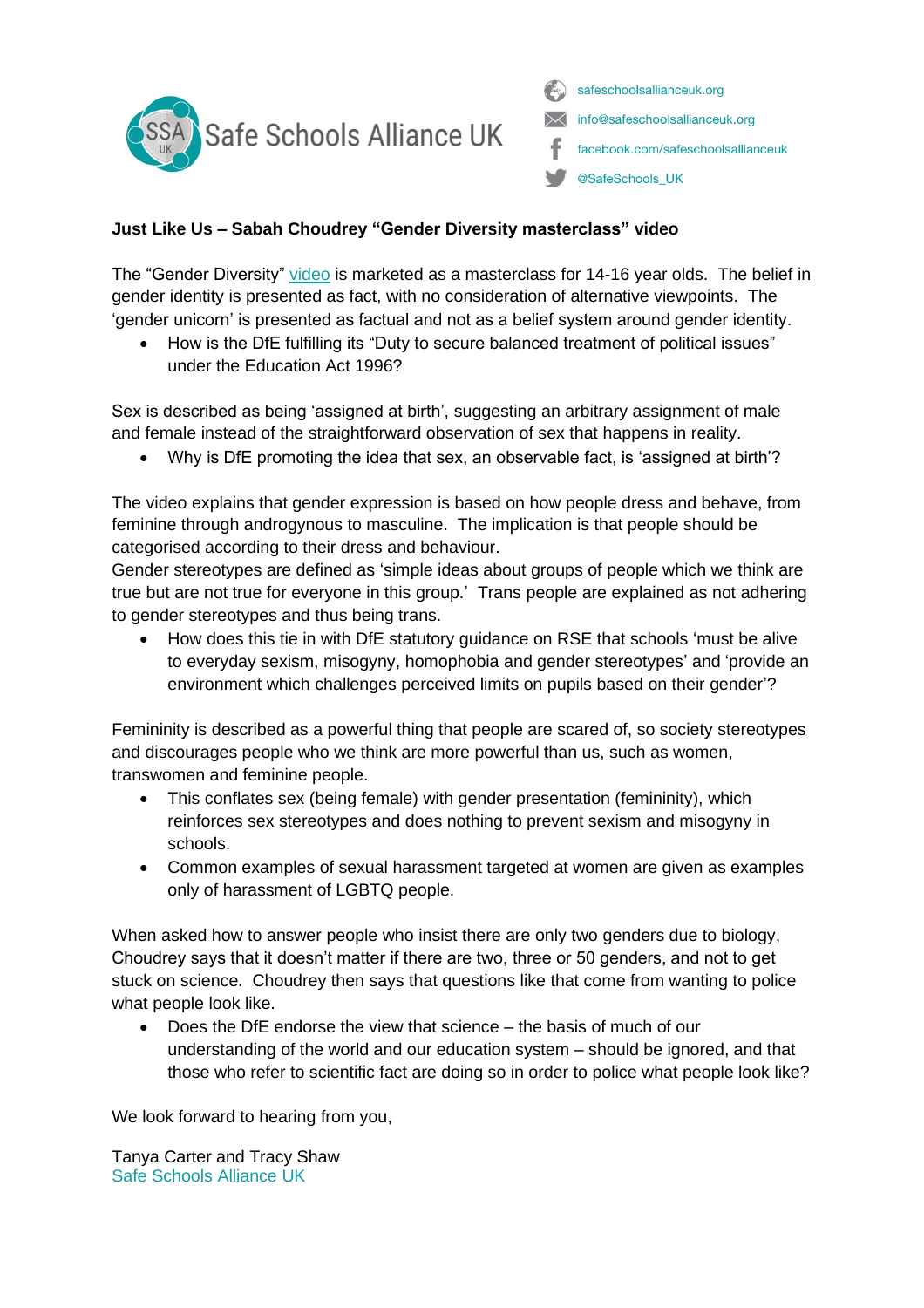Safe Schools Alliance UK

safeschoolsallianceuk.org
info@safeschoolsallianceuk.org
facebook.com/safeschoolsallianceuk
@SafeSchools_UK

**Just Like Us – Sabah Choudrey "Gender Diversity masterclass" video**

The "Gender Diversity" video is marketed as a masterclass for 14-16 year olds. The belief in gender identity is presented as fact, with no consideration of alternative viewpoints. The 'gender unicorn' is presented as factual and not as a belief system around gender identity.

- How is the DfE fulfilling its "Duty to secure balanced treatment of political issues" under the Education Act 1996?

Sex is described as being 'assigned at birth', suggesting an arbitrary assignment of male and female instead of the straightforward observation of sex that happens in reality.

- Why is DfE promoting the idea that sex, an observable fact, is 'assigned at birth'?

The video explains that gender expression is based on how people dress and behave, from feminine through androgynous to masculine. The implication is that people should be categorised according to their dress and behaviour.
Gender stereotypes are defined as 'simple ideas about groups of people which we think are true but are not true for everyone in this group.' Trans people are explained as not adhering to gender stereotypes and thus being trans.

- How does this tie in with DfE statutory guidance on RSE that schools 'must be alive to everyday sexism, misogyny, homophobia and gender stereotypes' and 'provide an environment which challenges perceived limits on pupils based on their gender'?

Femininity is described as a powerful thing that people are scared of, so society stereotypes and discourages people who we think are more powerful than us, such as women, transwomen and feminine people.

- This conflates sex (being female) with gender presentation (femininity), which reinforces sex stereotypes and does nothing to prevent sexism and misogyny in schools.
- Common examples of sexual harassment targeted at women are given as examples only of harassment of LGBTQ people.

When asked how to answer people who insist there are only two genders due to biology, Choudrey says that it doesn't matter if there are two, three or 50 genders, and not to get stuck on science. Choudrey then says that questions like that come from wanting to police what people look like.

- Does the DfE endorse the view that science – the basis of much of our understanding of the world and our education system – should be ignored, and that those who refer to scientific fact are doing so in order to police what people look like?

We look forward to hearing from you,

Tanya Carter and Tracy Shaw
Safe Schools Alliance UK